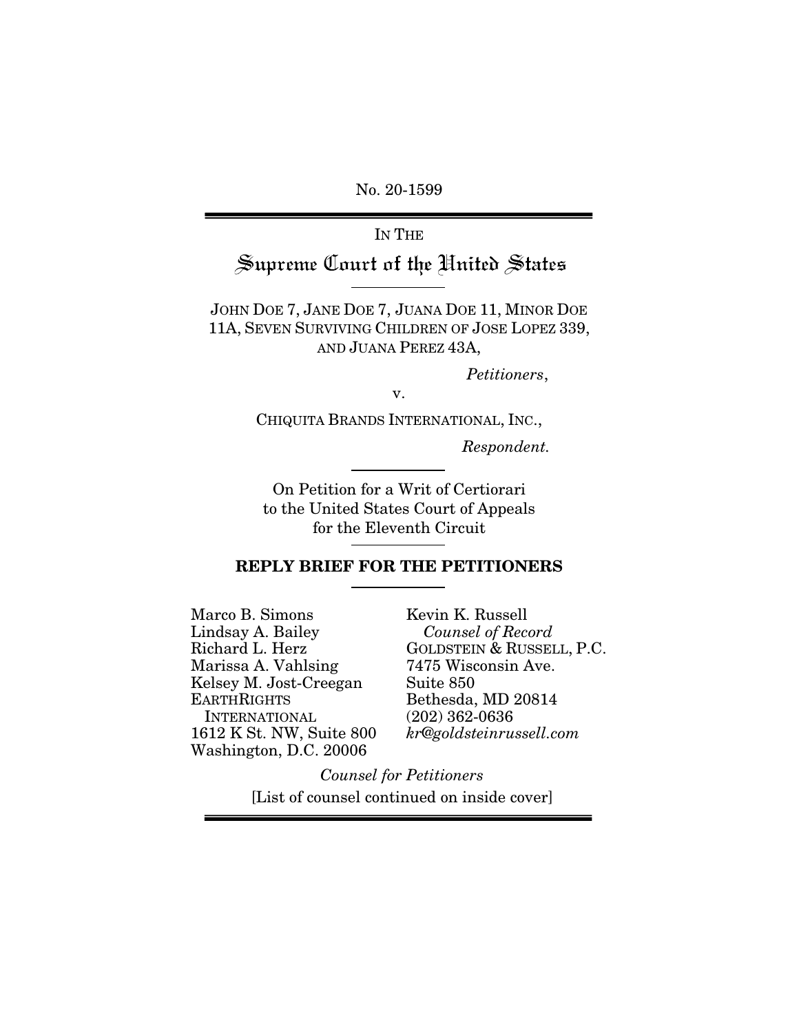No. 20-1599

IN THE

# Supreme Court of the United States

JOHN DOE 7, JANE DOE 7, JUANA DOE 11, MINOR DOE 11A, SEVEN SURVIVING CHILDREN OF JOSE LOPEZ 339, AND JUANA PEREZ 43A,

*Petitioners*,

v.

CHIQUITA BRANDS INTERNATIONAL, INC.,

*Respondent.*

On Petition for a Writ of Certiorari to the United States Court of Appeals for the Eleventh Circuit

**REPLY BRIEF FOR THE PETITIONERS**

Marco B. Simons
Lindsay A. Bailey
Richard L. Herz
Marissa A. Vahlsing
Kelsey M. Jost-Creegan
EARTHRIGHTS INTERNATIONAL
1612 K St. NW, Suite 800
Washington, D.C. 20006

Kevin K. Russell
*Counsel of Record*
GOLDSTEIN & RUSSELL, P.C.
7475 Wisconsin Ave.
Suite 850
Bethesda, MD 20814
(202) 362-0636
*kr@goldsteinrussell.com*

*Counsel for Petitioners*

[List of counsel continued on inside cover]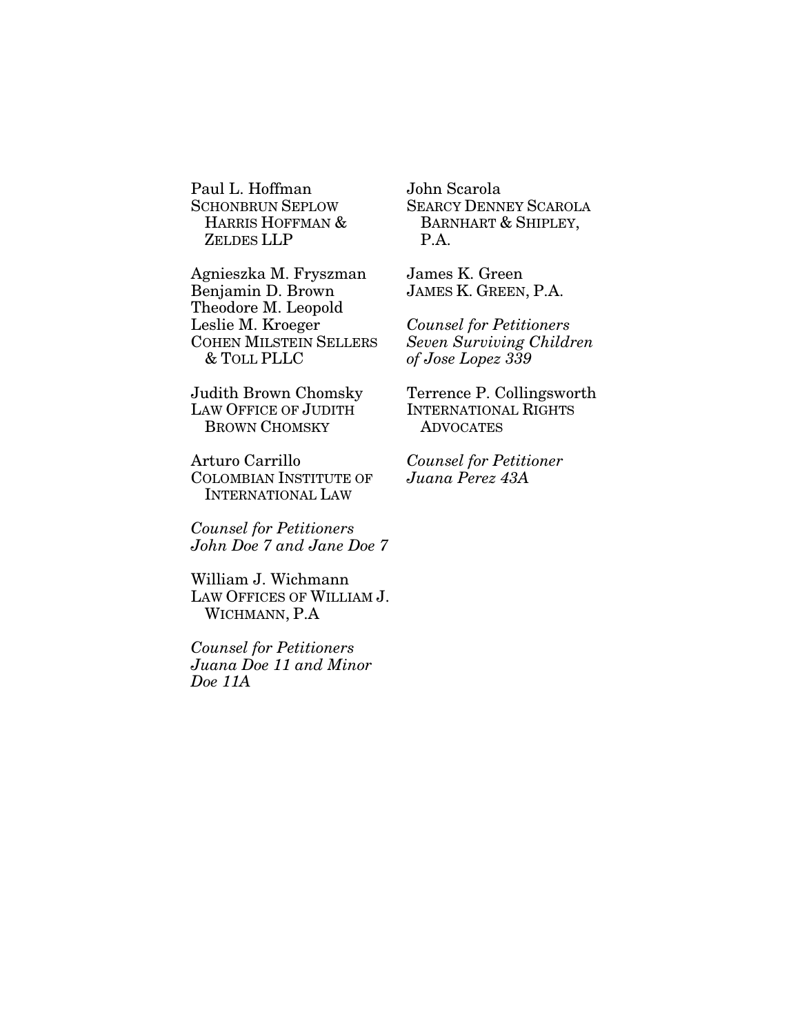Paul L. Hoffman
SCHONBRUN SEPLOW HARRIS HOFFMAN & ZELDES LLP

Agnieszka M. Fryszman
Benjamin D. Brown
Theodore M. Leopold
Leslie M. Kroeger
COHEN MILSTEIN SELLERS & TOLL PLLC

Judith Brown Chomsky
LAW OFFICE OF JUDITH BROWN CHOMSKY

Arturo Carrillo
COLOMBIAN INSTITUTE OF INTERNATIONAL LAW

*Counsel for Petitioners John Doe 7 and Jane Doe 7*

William J. Wichmann
LAW OFFICES OF WILLIAM J. WICHMANN, P.A

*Counsel for Petitioners Juana Doe 11 and Minor Doe 11A*

John Scarola
SEARCY DENNEY SCAROLA BARNHART & SHIPLEY, P.A.

James K. Green
JAMES K. GREEN, P.A.

*Counsel for Petitioners Seven Surviving Children of Jose Lopez 339*

Terrence P. Collingsworth
INTERNATIONAL RIGHTS ADVOCATES

*Counsel for Petitioner Juana Perez 43A*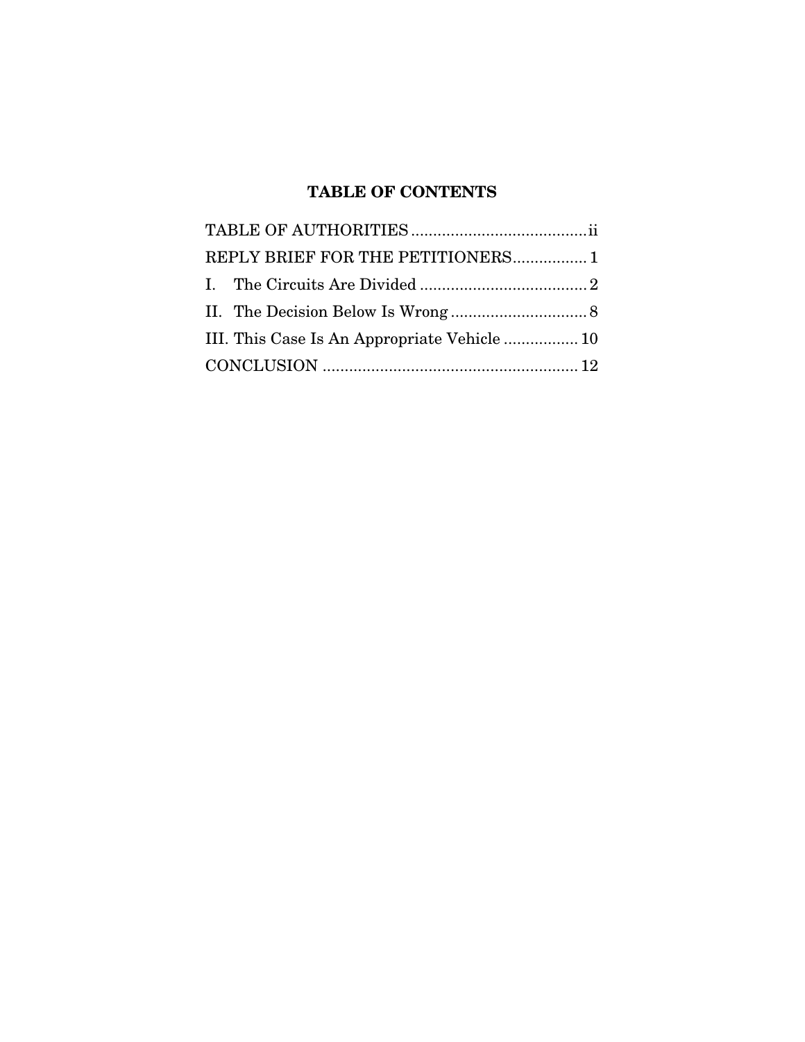# TABLE OF CONTENTS

TABLE OF AUTHORITIES ........................................ii

REPLY BRIEF FOR THE PETITIONERS................ 1

I. The Circuits Are Divided ...................................... 2

II. The Decision Below Is Wrong ............................... 8

III. This Case Is An Appropriate Vehicle ................. 10

CONCLUSION .......................................................... 12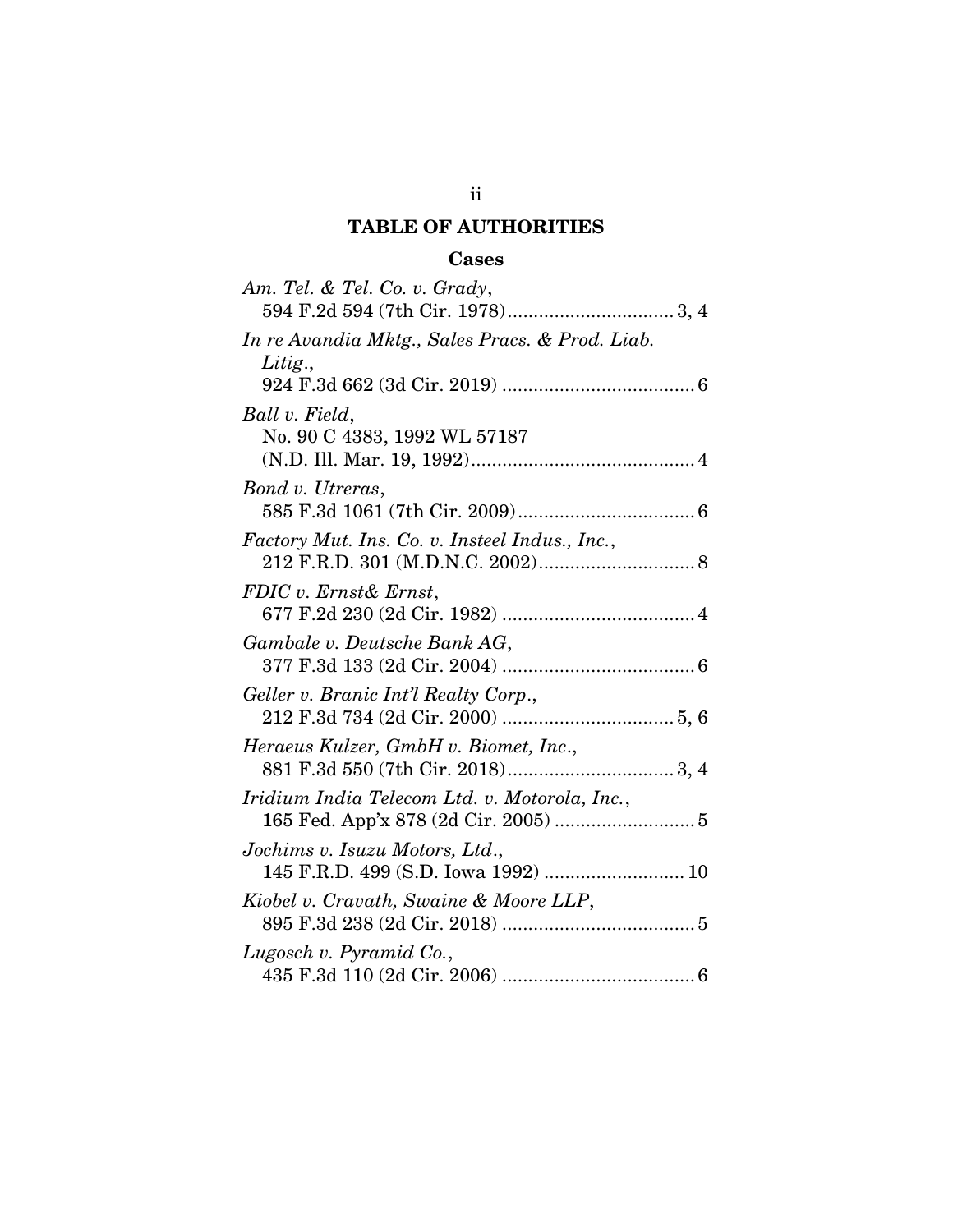## TABLE OF AUTHORITIES

### Cases

*Am. Tel. & Tel. Co. v. Grady*, 594 F.2d 594 (7th Cir. 1978) ................................ 3, 4

*In re Avandia Mktg., Sales Pracs. & Prod. Liab. Litig.*, 924 F.3d 662 (3d Cir. 2019) ..................................... 6

*Ball v. Field*, No. 90 C 4383, 1992 WL 57187 (N.D. Ill. Mar. 19, 1992) ........................................... 4

*Bond v. Utreras*, 585 F.3d 1061 (7th Cir. 2009) .................................. 6

*Factory Mut. Ins. Co. v. Insteel Indus., Inc.*, 212 F.R.D. 301 (M.D.N.C. 2002) .............................. 8

*FDIC v. Ernst& Ernst*, 677 F.2d 230 (2d Cir. 1982) ..................................... 4

*Gambale v. Deutsche Bank AG*, 377 F.3d 133 (2d Cir. 2004) ..................................... 6

*Geller v. Branic Int'l Realty Corp.*, 212 F.3d 734 (2d Cir. 2000) ................................. 5, 6

*Heraeus Kulzer, GmbH v. Biomet, Inc.*, 881 F.3d 550 (7th Cir. 2018) ................................ 3, 4

*Iridium India Telecom Ltd. v. Motorola, Inc.*, 165 Fed. App'x 878 (2d Cir. 2005) ........................... 5

*Jochims v. Isuzu Motors, Ltd.*, 145 F.R.D. 499 (S.D. Iowa 1992) ........................... 10

*Kiobel v. Cravath, Swaine & Moore LLP*, 895 F.3d 238 (2d Cir. 2018) ..................................... 5

*Lugosch v. Pyramid Co.*, 435 F.3d 110 (2d Cir. 2006) ..................................... 6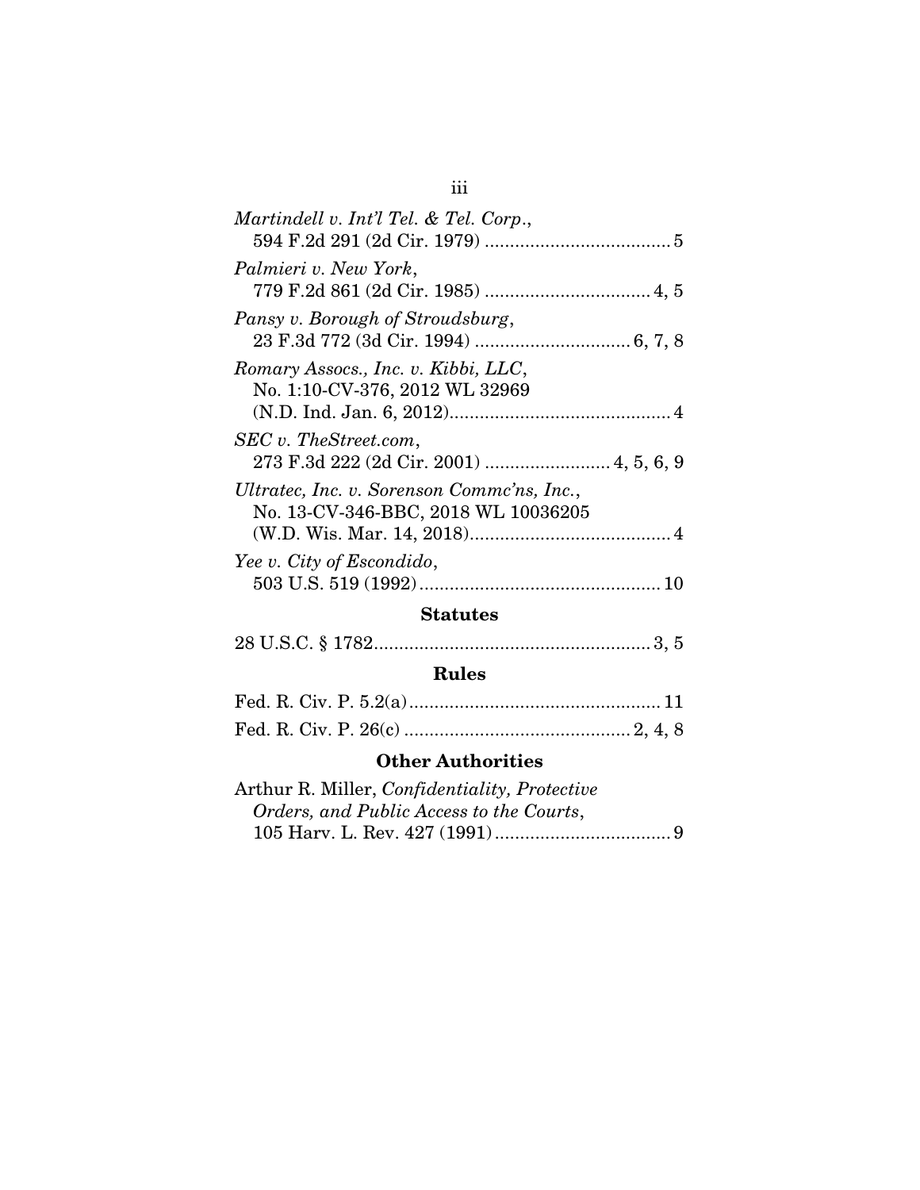*Martindell v. Int'l Tel. & Tel. Corp.*,
594 F.2d 291 (2d Cir. 1979) .................................... 5

*Palmieri v. New York*,
779 F.2d 861 (2d Cir. 1985) ................................ 4, 5

*Pansy v. Borough of Stroudsburg*,
23 F.3d 772 (3d Cir. 1994) .............................. 6, 7, 8

*Romary Assocs., Inc. v. Kibbi, LLC*,
No. 1:10-CV-376, 2012 WL 32969
(N.D. Ind. Jan. 6, 2012)........................................... 4

*SEC v. TheStreet.com*,
273 F.3d 222 (2d Cir. 2001) ........................ 4, 5, 6, 9

*Ultratec, Inc. v. Sorenson Commc'ns, Inc.*,
No. 13-CV-346-BBC, 2018 WL 10036205
(W.D. Wis. Mar. 14, 2018)....................................... 4

*Yee v. City of Escondido*,
503 U.S. 519 (1992)............................................... 10

## Statutes

28 U.S.C. § 1782...................................................... 3, 5

## Rules

Fed. R. Civ. P. 5.2(a).................................................. 11

Fed. R. Civ. P. 26(c) ............................................ 2, 4, 8

## Other Authorities

Arthur R. Miller, *Confidentiality, Protective Orders, and Public Access to the Courts*,
105 Harv. L. Rev. 427 (1991).................................. 9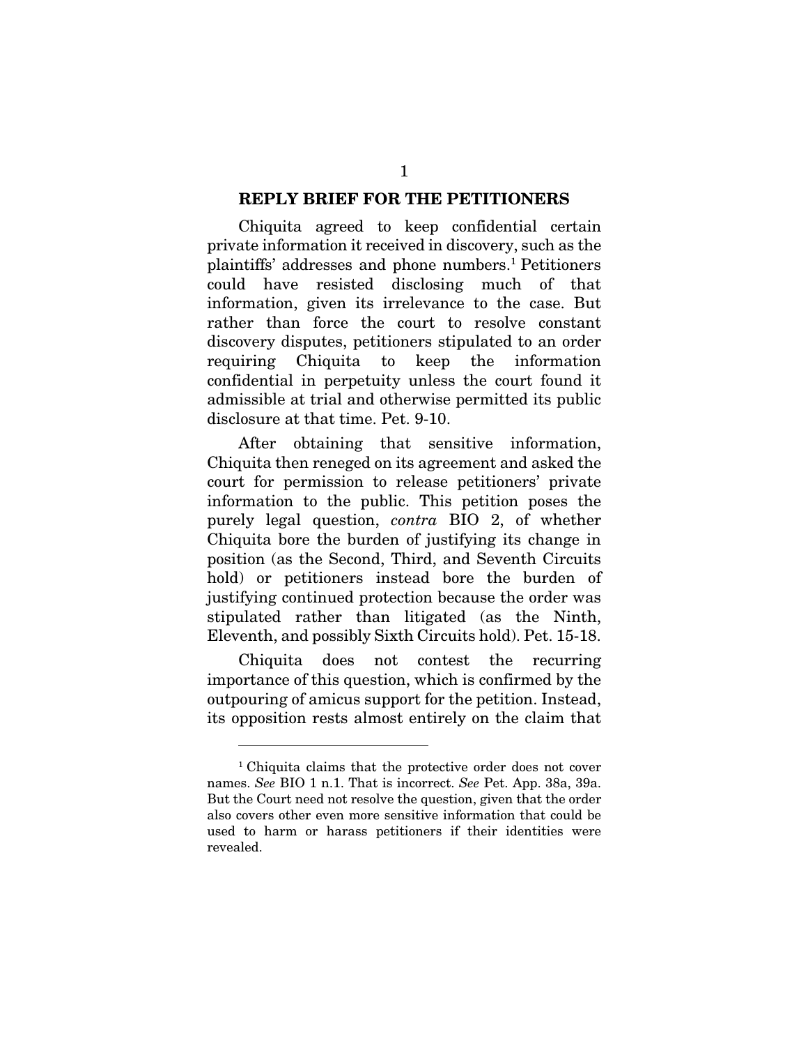## REPLY BRIEF FOR THE PETITIONERS

Chiquita agreed to keep confidential certain private information it received in discovery, such as the plaintiffs' addresses and phone numbers.[1] Petitioners could have resisted disclosing much of that information, given its irrelevance to the case. But rather than force the court to resolve constant discovery disputes, petitioners stipulated to an order requiring Chiquita to keep the information confidential in perpetuity unless the court found it admissible at trial and otherwise permitted its public disclosure at that time. Pet. 9-10.

After obtaining that sensitive information, Chiquita then reneged on its agreement and asked the court for permission to release petitioners' private information to the public. This petition poses the purely legal question, *contra* BIO 2, of whether Chiquita bore the burden of justifying its change in position (as the Second, Third, and Seventh Circuits hold) or petitioners instead bore the burden of justifying continued protection because the order was stipulated rather than litigated (as the Ninth, Eleventh, and possibly Sixth Circuits hold). Pet. 15-18.

Chiquita does not contest the recurring importance of this question, which is confirmed by the outpouring of amicus support for the petition. Instead, its opposition rests almost entirely on the claim that

---

[1] Chiquita claims that the protective order does not cover names. *See* BIO 1 n.1. That is incorrect. *See* Pet. App. 38a, 39a. But the Court need not resolve the question, given that the order also covers other even more sensitive information that could be used to harm or harass petitioners if their identities were revealed.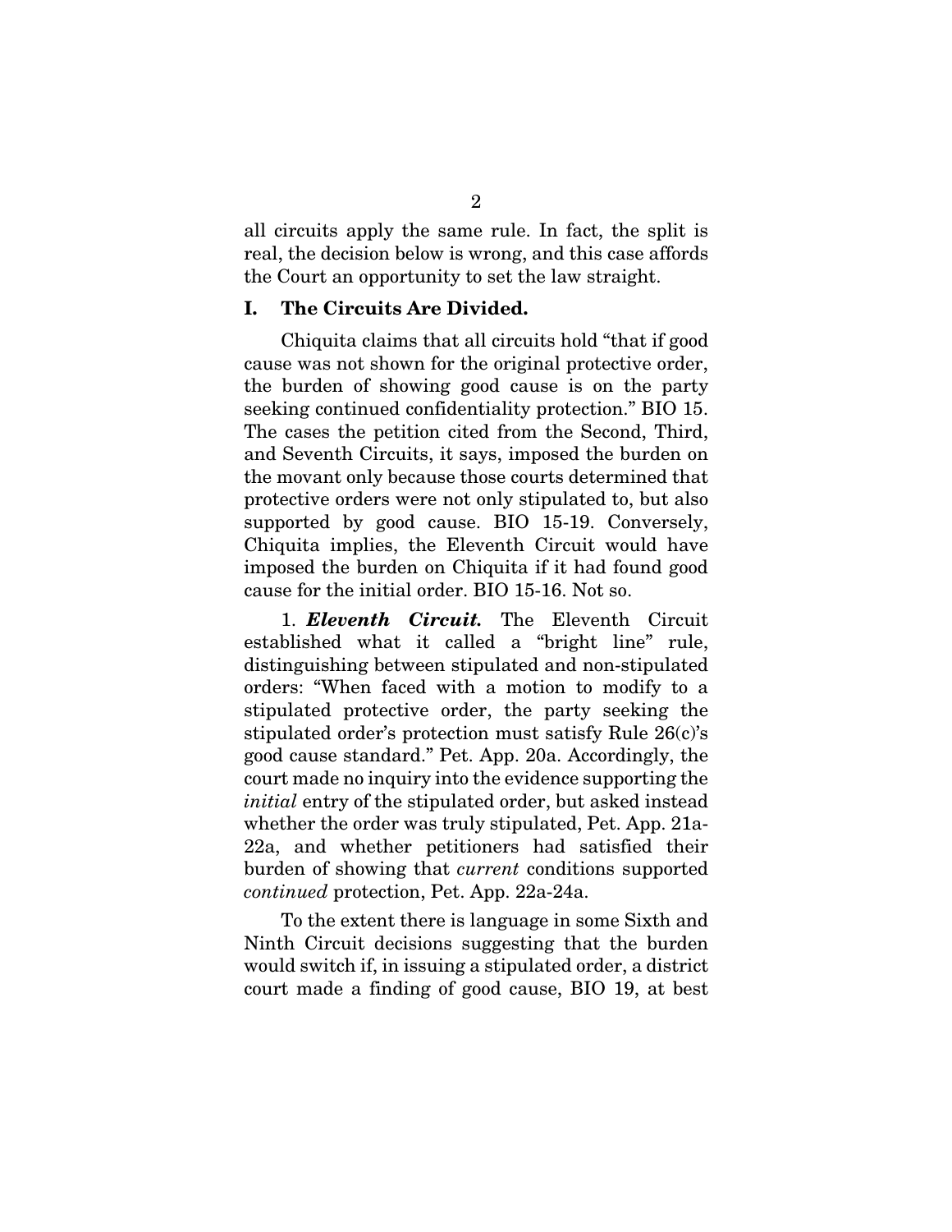all circuits apply the same rule. In fact, the split is real, the decision below is wrong, and this case affords the Court an opportunity to set the law straight.

## I. The Circuits Are Divided.

Chiquita claims that all circuits hold "that if good cause was not shown for the original protective order, the burden of showing good cause is on the party seeking continued confidentiality protection." BIO 15. The cases the petition cited from the Second, Third, and Seventh Circuits, it says, imposed the burden on the movant only because those courts determined that protective orders were not only stipulated to, but also supported by good cause. BIO 15-19. Conversely, Chiquita implies, the Eleventh Circuit would have imposed the burden on Chiquita if it had found good cause for the initial order. BIO 15-16. Not so.

1. ***Eleventh Circuit.*** The Eleventh Circuit established what it called a "bright line" rule, distinguishing between stipulated and non-stipulated orders: "When faced with a motion to modify to a stipulated protective order, the party seeking the stipulated order's protection must satisfy Rule 26(c)'s good cause standard." Pet. App. 20a. Accordingly, the court made no inquiry into the evidence supporting the *initial* entry of the stipulated order, but asked instead whether the order was truly stipulated, Pet. App. 21a-22a, and whether petitioners had satisfied their burden of showing that *current* conditions supported *continued* protection, Pet. App. 22a-24a.

To the extent there is language in some Sixth and Ninth Circuit decisions suggesting that the burden would switch if, in issuing a stipulated order, a district court made a finding of good cause, BIO 19, at best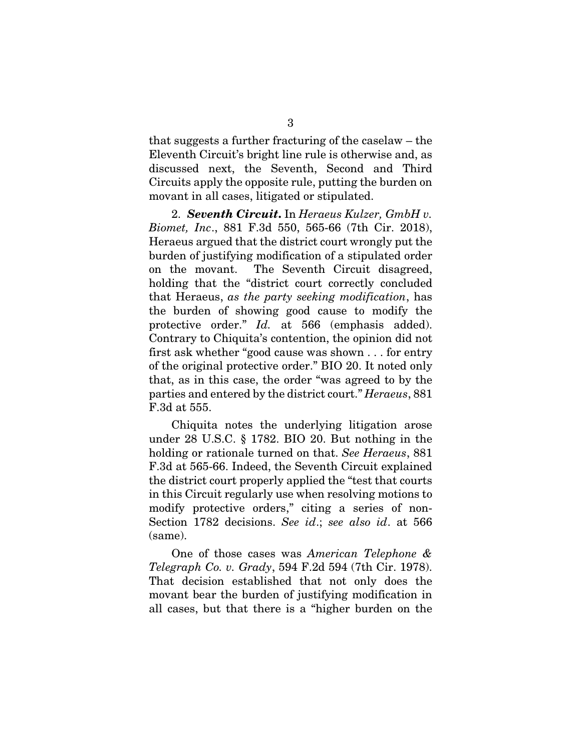that suggests a further fracturing of the caselaw – the Eleventh Circuit's bright line rule is otherwise and, as discussed next, the Seventh, Second and Third Circuits apply the opposite rule, putting the burden on movant in all cases, litigated or stipulated.

2. ***Seventh Circuit***. In *Heraeus Kulzer, GmbH v. Biomet, Inc*., 881 F.3d 550, 565-66 (7th Cir. 2018), Heraeus argued that the district court wrongly put the burden of justifying modification of a stipulated order on the movant. The Seventh Circuit disagreed, holding that the "district court correctly concluded that Heraeus, *as the party seeking modification*, has the burden of showing good cause to modify the protective order." *Id.* at 566 (emphasis added). Contrary to Chiquita's contention, the opinion did not first ask whether "good cause was shown . . . for entry of the original protective order." BIO 20. It noted only that, as in this case, the order "was agreed to by the parties and entered by the district court." *Heraeus*, 881 F.3d at 555.

Chiquita notes the underlying litigation arose under 28 U.S.C. § 1782. BIO 20. But nothing in the holding or rationale turned on that. *See Heraeus*, 881 F.3d at 565-66. Indeed, the Seventh Circuit explained the district court properly applied the "test that courts in this Circuit regularly use when resolving motions to modify protective orders," citing a series of non-Section 1782 decisions. *See id*.; *see also id*. at 566 (same).

One of those cases was *American Telephone & Telegraph Co. v. Grady*, 594 F.2d 594 (7th Cir. 1978). That decision established that not only does the movant bear the burden of justifying modification in all cases, but that there is a "higher burden on the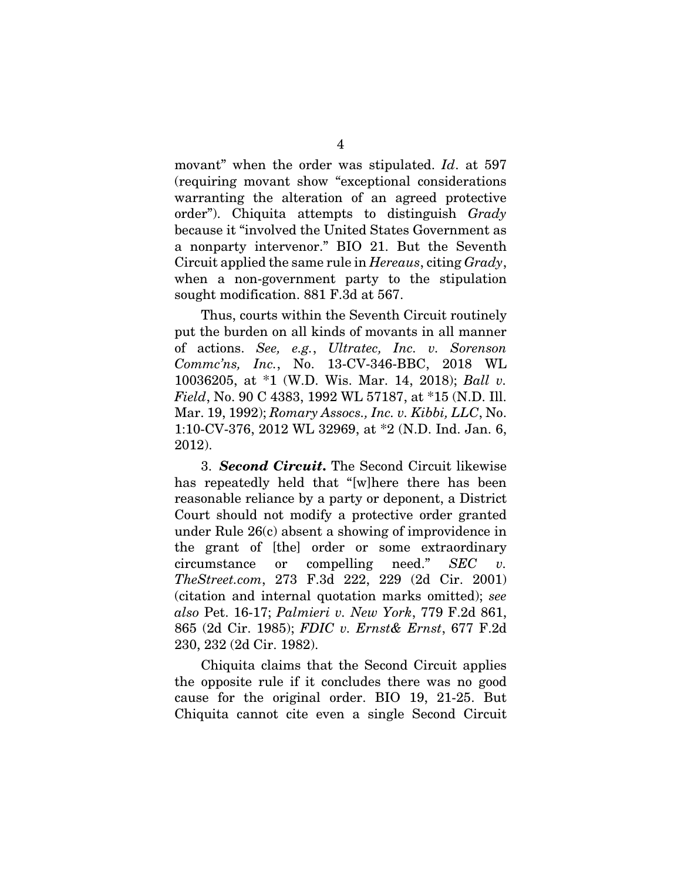movant" when the order was stipulated. *Id*. at 597 (requiring movant show "exceptional considerations warranting the alteration of an agreed protective order"). Chiquita attempts to distinguish *Grady* because it "involved the United States Government as a nonparty intervenor." BIO 21. But the Seventh Circuit applied the same rule in *Hereaus*, citing *Grady*, when a non-government party to the stipulation sought modification. 881 F.3d at 567.

Thus, courts within the Seventh Circuit routinely put the burden on all kinds of movants in all manner of actions. *See, e.g.*, *Ultratec, Inc. v. Sorenson Commc'ns, Inc.*, No. 13-CV-346-BBC, 2018 WL 10036205, at *1 (W.D. Wis. Mar. 14, 2018); *Ball v. Field*, No. 90 C 4383, 1992 WL 57187, at *15 (N.D. Ill. Mar. 19, 1992); *Romary Assocs., Inc. v. Kibbi, LLC*, No. 1:10-CV-376, 2012 WL 32969, at *2 (N.D. Ind. Jan. 6, 2012).

3. ***Second Circuit***. The Second Circuit likewise has repeatedly held that "[w]here there has been reasonable reliance by a party or deponent, a District Court should not modify a protective order granted under Rule 26(c) absent a showing of improvidence in the grant of [the] order or some extraordinary circumstance or compelling need." *SEC v. TheStreet.com*, 273 F.3d 222, 229 (2d Cir. 2001) (citation and internal quotation marks omitted); *see also* Pet. 16-17; *Palmieri v. New York*, 779 F.2d 861, 865 (2d Cir. 1985); *FDIC v. Ernst& Ernst*, 677 F.2d 230, 232 (2d Cir. 1982).

Chiquita claims that the Second Circuit applies the opposite rule if it concludes there was no good cause for the original order. BIO 19, 21-25. But Chiquita cannot cite even a single Second Circuit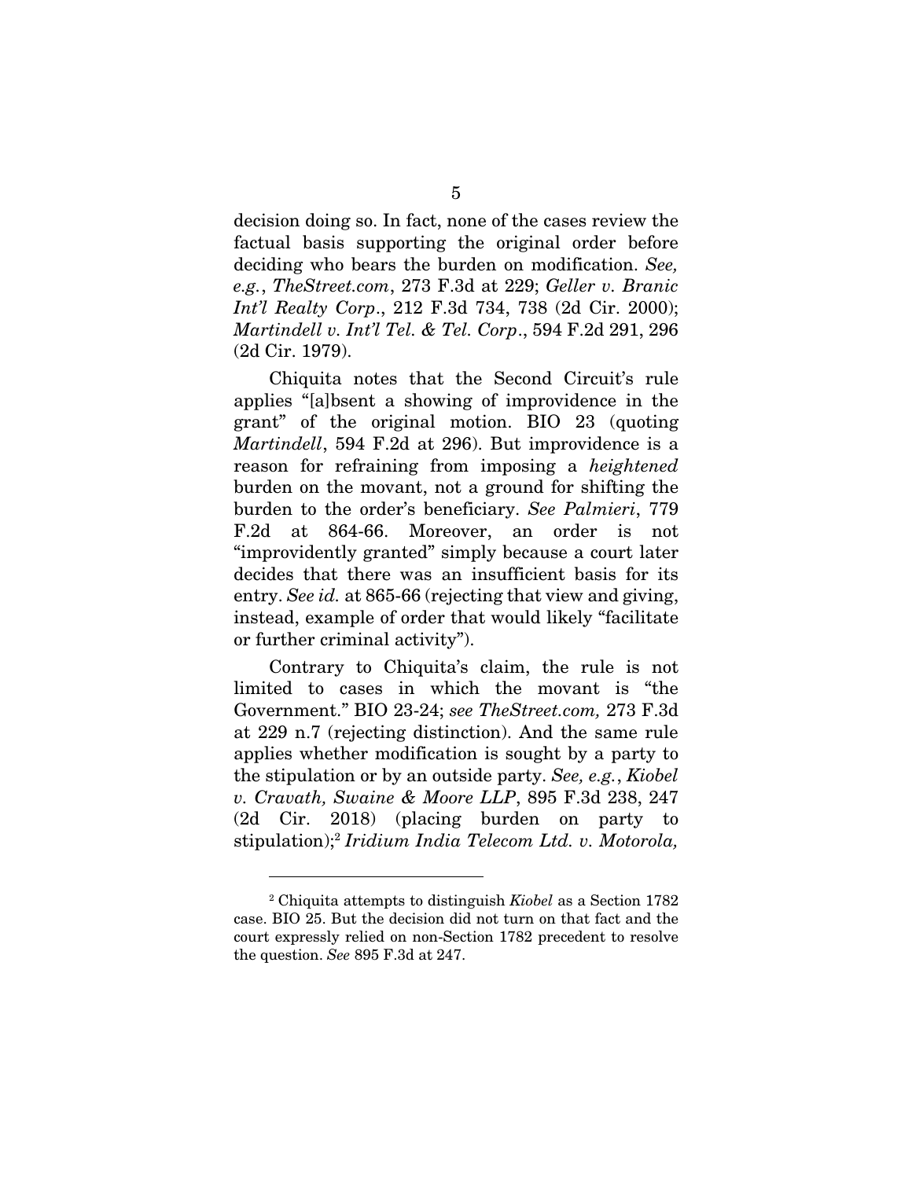decision doing so. In fact, none of the cases review the factual basis supporting the original order before deciding who bears the burden on modification. *See, e.g.*, *TheStreet.com*, 273 F.3d at 229; *Geller v. Branic Int'l Realty Corp*., 212 F.3d 734, 738 (2d Cir. 2000); *Martindell v. Int'l Tel. & Tel. Corp*., 594 F.2d 291, 296 (2d Cir. 1979).

Chiquita notes that the Second Circuit's rule applies "[a]bsent a showing of improvidence in the grant" of the original motion. BIO 23 (quoting *Martindell*, 594 F.2d at 296). But improvidence is a reason for refraining from imposing a *heightened* burden on the movant, not a ground for shifting the burden to the order's beneficiary. *See Palmieri*, 779 F.2d at 864-66. Moreover, an order is not "improvidently granted" simply because a court later decides that there was an insufficient basis for its entry. *See id.* at 865-66 (rejecting that view and giving, instead, example of order that would likely "facilitate or further criminal activity").

Contrary to Chiquita's claim, the rule is not limited to cases in which the movant is "the Government." BIO 23-24; *see TheStreet.com,* 273 F.3d at 229 n.7 (rejecting distinction). And the same rule applies whether modification is sought by a party to the stipulation or by an outside party. *See, e.g.*, *Kiobel v. Cravath, Swaine & Moore LLP*, 895 F.3d 238, 247 (2d Cir. 2018) (placing burden on party to stipulation);[2] *Iridium India Telecom Ltd. v. Motorola,*

[2] Chiquita attempts to distinguish *Kiobel* as a Section 1782 case. BIO 25. But the decision did not turn on that fact and the court expressly relied on non-Section 1782 precedent to resolve the question. *See* 895 F.3d at 247.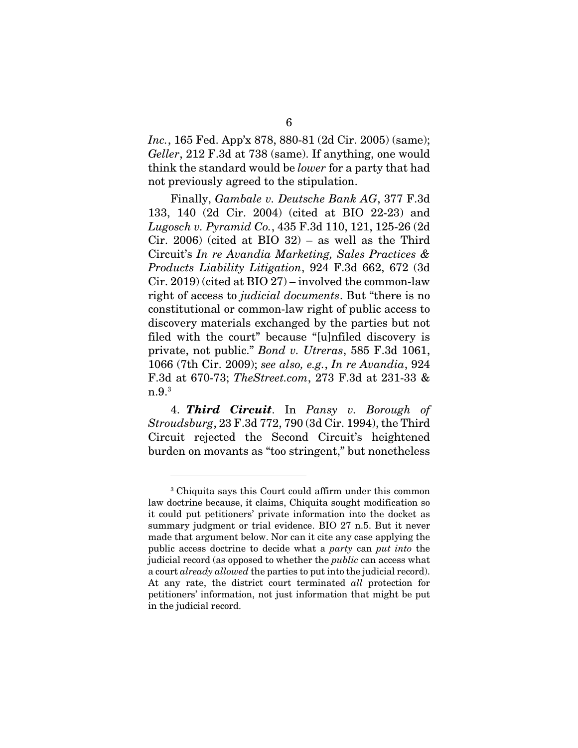*Inc.*, 165 Fed. App'x 878, 880-81 (2d Cir. 2005) (same); *Geller*, 212 F.3d at 738 (same). If anything, one would think the standard would be *lower* for a party that had not previously agreed to the stipulation.

Finally, *Gambale v. Deutsche Bank AG*, 377 F.3d 133, 140 (2d Cir. 2004) (cited at BIO 22-23) and *Lugosch v. Pyramid Co.*, 435 F.3d 110, 121, 125-26 (2d Cir. 2006) (cited at BIO 32) – as well as the Third Circuit's *In re Avandia Marketing, Sales Practices & Products Liability Litigation*, 924 F.3d 662, 672 (3d Cir. 2019) (cited at BIO 27) – involved the common-law right of access to *judicial documents*. But "there is no constitutional or common-law right of public access to discovery materials exchanged by the parties but not filed with the court" because "[u]nfiled discovery is private, not public." *Bond v. Utreras*, 585 F.3d 1061, 1066 (7th Cir. 2009); *see also, e.g.*, *In re Avandia*, 924 F.3d at 670-73; *TheStreet.com*, 273 F.3d at 231-33 & n.9.[3]

4. ***Third Circuit***. In *Pansy v. Borough of Stroudsburg*, 23 F.3d 772, 790 (3d Cir. 1994), the Third Circuit rejected the Second Circuit's heightened burden on movants as "too stringent," but nonetheless

---

[3] Chiquita says this Court could affirm under this common law doctrine because, it claims, Chiquita sought modification so it could put petitioners' private information into the docket as summary judgment or trial evidence. BIO 27 n.5. But it never made that argument below. Nor can it cite any case applying the public access doctrine to decide what a *party* can *put into* the judicial record (as opposed to whether the *public* can access what a court *already allowed* the parties to put into the judicial record). At any rate, the district court terminated *all* protection for petitioners' information, not just information that might be put in the judicial record.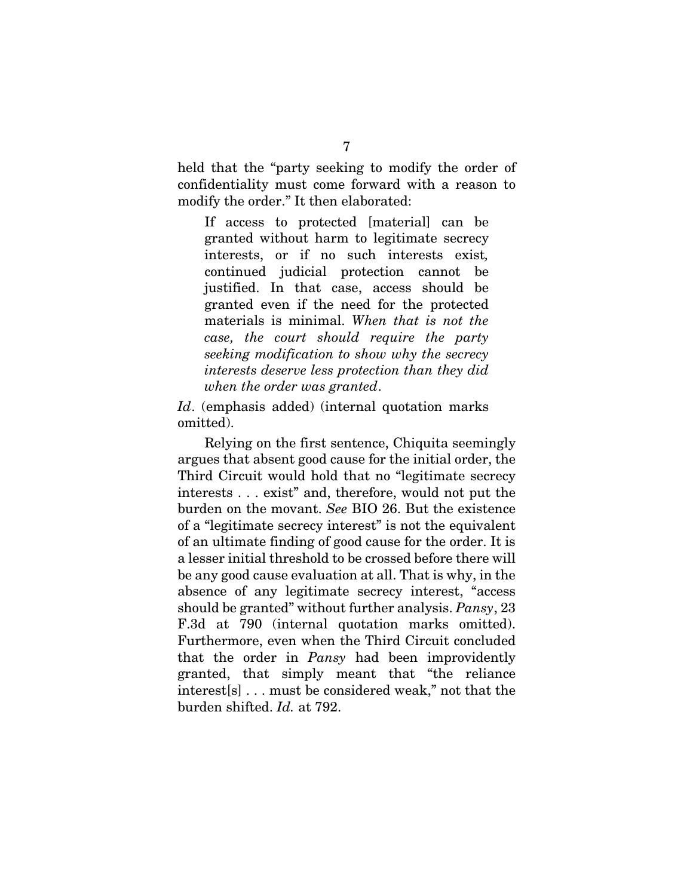held that the "party seeking to modify the order of confidentiality must come forward with a reason to modify the order." It then elaborated:

> If access to protected [material] can be granted without harm to legitimate secrecy interests, or if no such interests exist, continued judicial protection cannot be justified. In that case, access should be granted even if the need for the protected materials is minimal. *When that is not the case, the court should require the party seeking modification to show why the secrecy interests deserve less protection than they did when the order was granted*.

*Id*. (emphasis added) (internal quotation marks omitted).

Relying on the first sentence, Chiquita seemingly argues that absent good cause for the initial order, the Third Circuit would hold that no "legitimate secrecy interests . . . exist" and, therefore, would not put the burden on the movant. *See* BIO 26. But the existence of a "legitimate secrecy interest" is not the equivalent of an ultimate finding of good cause for the order. It is a lesser initial threshold to be crossed before there will be any good cause evaluation at all. That is why, in the absence of any legitimate secrecy interest, "access should be granted" without further analysis. *Pansy*, 23 F.3d at 790 (internal quotation marks omitted). Furthermore, even when the Third Circuit concluded that the order in *Pansy* had been improvidently granted, that simply meant that "the reliance interest[s] . . . must be considered weak," not that the burden shifted. *Id.* at 792.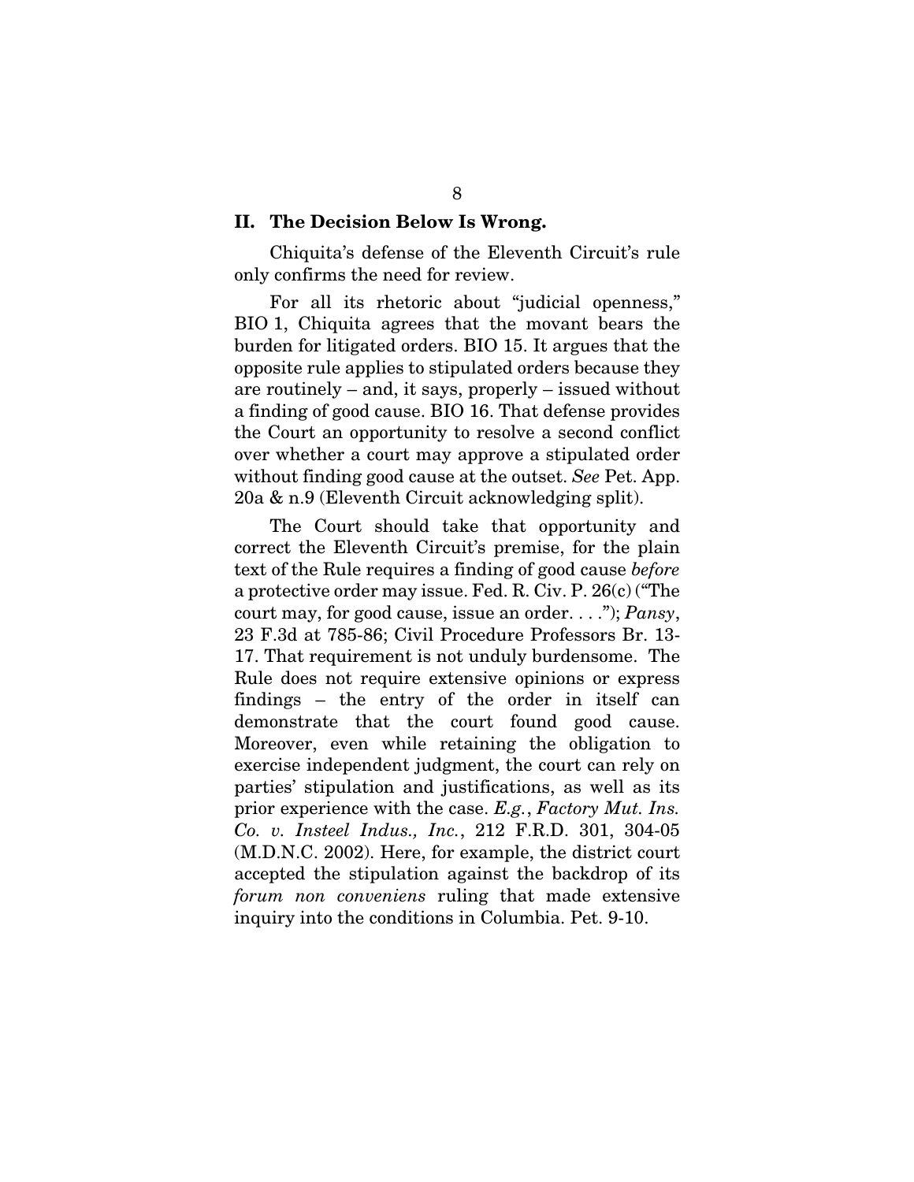## II. The Decision Below Is Wrong.

Chiquita's defense of the Eleventh Circuit's rule only confirms the need for review.

For all its rhetoric about "judicial openness," BIO 1, Chiquita agrees that the movant bears the burden for litigated orders. BIO 15. It argues that the opposite rule applies to stipulated orders because they are routinely – and, it says, properly – issued without a finding of good cause. BIO 16. That defense provides the Court an opportunity to resolve a second conflict over whether a court may approve a stipulated order without finding good cause at the outset. *See* Pet. App. 20a & n.9 (Eleventh Circuit acknowledging split).

The Court should take that opportunity and correct the Eleventh Circuit's premise, for the plain text of the Rule requires a finding of good cause *before* a protective order may issue. Fed. R. Civ. P. 26(c) ("The court may, for good cause, issue an order. . . ."); *Pansy*, 23 F.3d at 785-86; Civil Procedure Professors Br. 13-17. That requirement is not unduly burdensome. The Rule does not require extensive opinions or express findings – the entry of the order in itself can demonstrate that the court found good cause. Moreover, even while retaining the obligation to exercise independent judgment, the court can rely on parties' stipulation and justifications, as well as its prior experience with the case. *E.g.*, *Factory Mut. Ins. Co. v. Insteel Indus., Inc.*, 212 F.R.D. 301, 304-05 (M.D.N.C. 2002). Here, for example, the district court accepted the stipulation against the backdrop of its *forum non conveniens* ruling that made extensive inquiry into the conditions in Columbia. Pet. 9-10.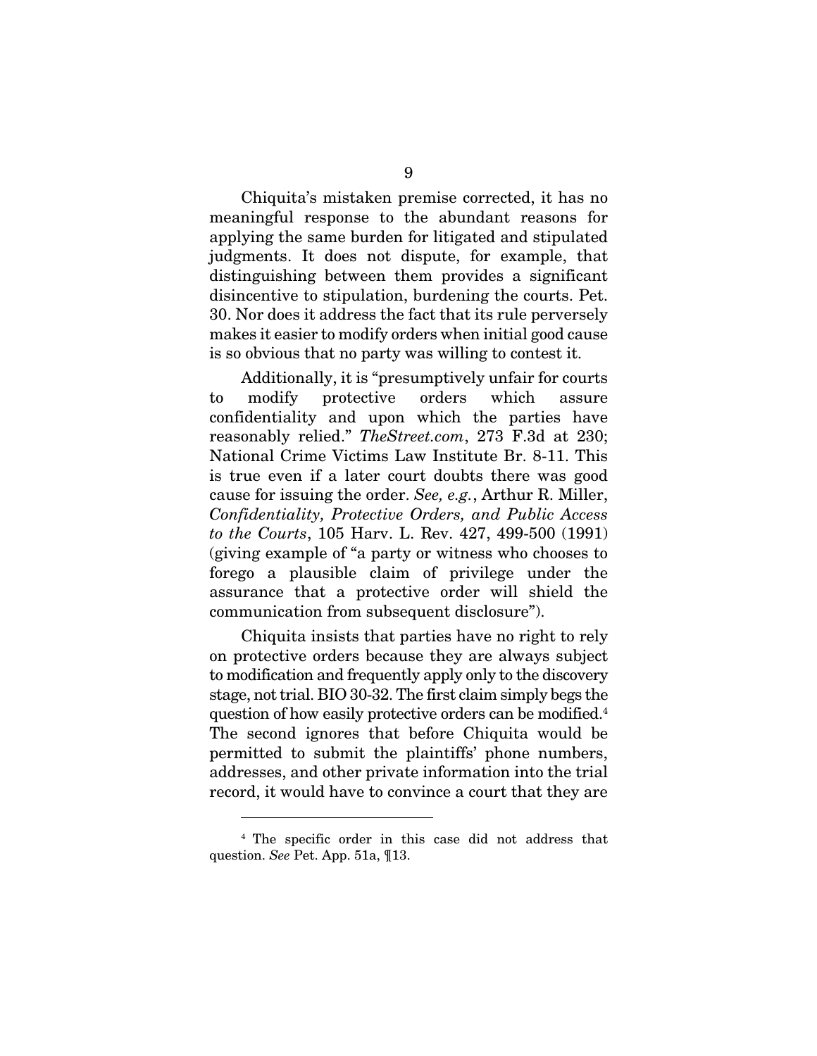Chiquita's mistaken premise corrected, it has no meaningful response to the abundant reasons for applying the same burden for litigated and stipulated judgments. It does not dispute, for example, that distinguishing between them provides a significant disincentive to stipulation, burdening the courts. Pet. 30. Nor does it address the fact that its rule perversely makes it easier to modify orders when initial good cause is so obvious that no party was willing to contest it.

Additionally, it is "presumptively unfair for courts to modify protective orders which assure confidentiality and upon which the parties have reasonably relied." *TheStreet.com*, 273 F.3d at 230; National Crime Victims Law Institute Br. 8-11. This is true even if a later court doubts there was good cause for issuing the order. *See, e.g.*, Arthur R. Miller, *Confidentiality, Protective Orders, and Public Access to the Courts*, 105 Harv. L. Rev. 427, 499-500 (1991) (giving example of "a party or witness who chooses to forego a plausible claim of privilege under the assurance that a protective order will shield the communication from subsequent disclosure").

Chiquita insists that parties have no right to rely on protective orders because they are always subject to modification and frequently apply only to the discovery stage, not trial. BIO 30-32. The first claim simply begs the question of how easily protective orders can be modified.[4] The second ignores that before Chiquita would be permitted to submit the plaintiffs' phone numbers, addresses, and other private information into the trial record, it would have to convince a court that they are

---

[4] The specific order in this case did not address that question. *See* Pet. App. 51a, ¶13.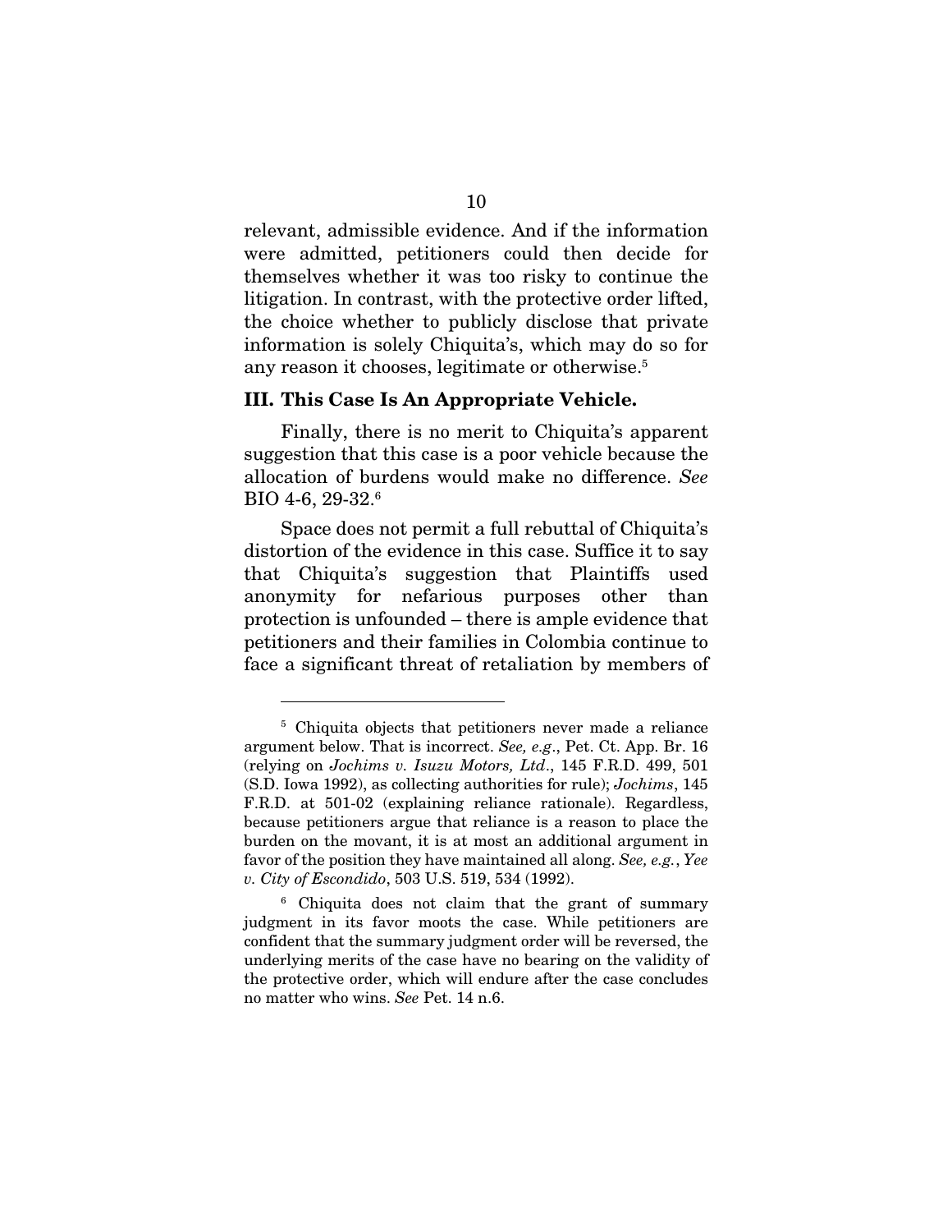relevant, admissible evidence. And if the information were admitted, petitioners could then decide for themselves whether it was too risky to continue the litigation. In contrast, with the protective order lifted, the choice whether to publicly disclose that private information is solely Chiquita's, which may do so for any reason it chooses, legitimate or otherwise.[5]

### III. This Case Is An Appropriate Vehicle.

Finally, there is no merit to Chiquita's apparent suggestion that this case is a poor vehicle because the allocation of burdens would make no difference. *See* BIO 4-6, 29-32.[6]

Space does not permit a full rebuttal of Chiquita's distortion of the evidence in this case. Suffice it to say that Chiquita's suggestion that Plaintiffs used anonymity for nefarious purposes other than protection is unfounded – there is ample evidence that petitioners and their families in Colombia continue to face a significant threat of retaliation by members of

---

[5] Chiquita objects that petitioners never made a reliance argument below. That is incorrect. *See, e.g*., Pet. Ct. App. Br. 16 (relying on *Jochims v. Isuzu Motors, Ltd*., 145 F.R.D. 499, 501 (S.D. Iowa 1992), as collecting authorities for rule); *Jochims*, 145 F.R.D. at 501-02 (explaining reliance rationale). Regardless, because petitioners argue that reliance is a reason to place the burden on the movant, it is at most an additional argument in favor of the position they have maintained all along. *See, e.g.*, *Yee v. City of Escondido*, 503 U.S. 519, 534 (1992).

[6] Chiquita does not claim that the grant of summary judgment in its favor moots the case. While petitioners are confident that the summary judgment order will be reversed, the underlying merits of the case have no bearing on the validity of the protective order, which will endure after the case concludes no matter who wins. *See* Pet. 14 n.6.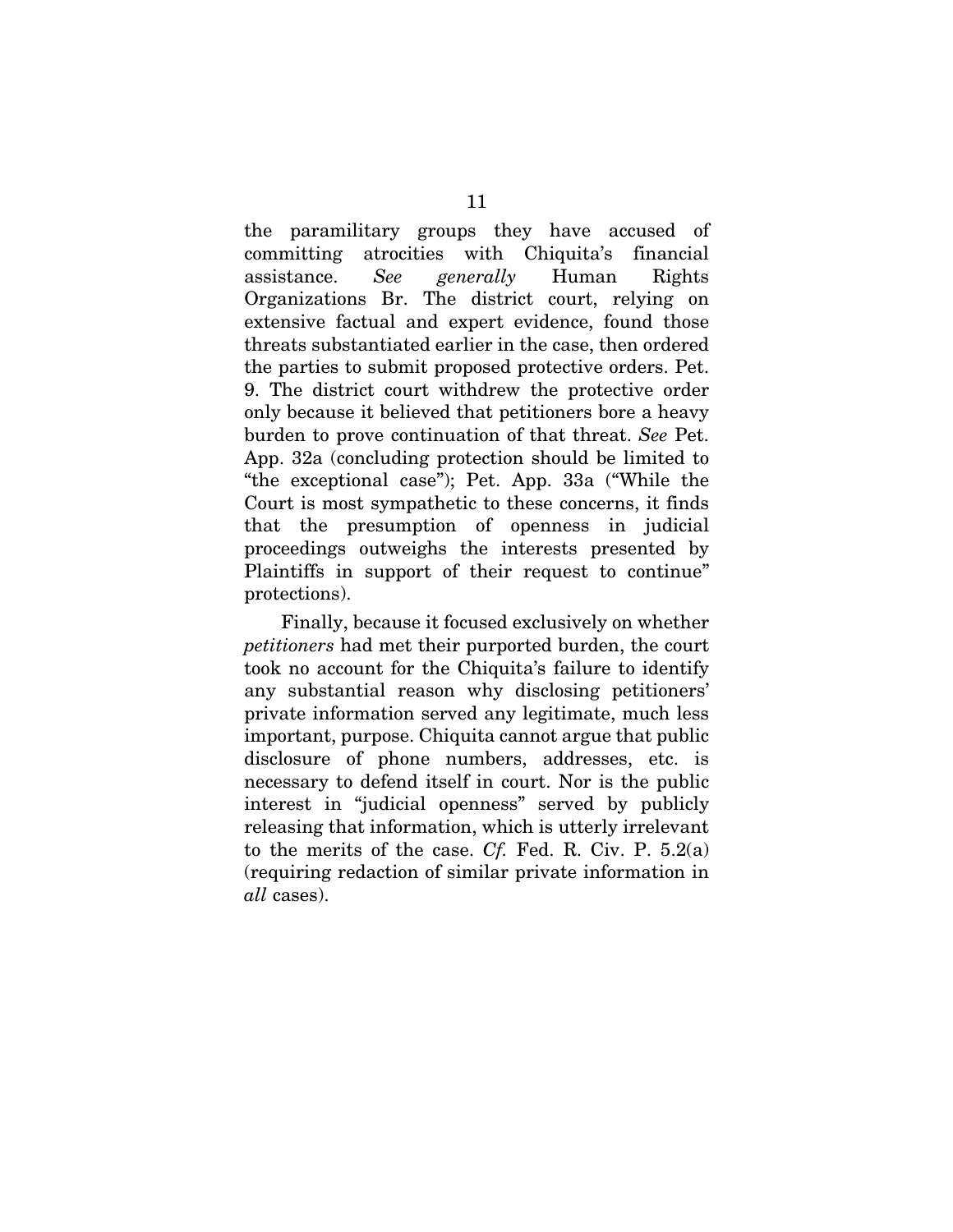the paramilitary groups they have accused of committing atrocities with Chiquita's financial assistance. *See generally* Human Rights Organizations Br. The district court, relying on extensive factual and expert evidence, found those threats substantiated earlier in the case, then ordered the parties to submit proposed protective orders. Pet. 9. The district court withdrew the protective order only because it believed that petitioners bore a heavy burden to prove continuation of that threat. *See* Pet. App. 32a (concluding protection should be limited to "the exceptional case"); Pet. App. 33a ("While the Court is most sympathetic to these concerns, it finds that the presumption of openness in judicial proceedings outweighs the interests presented by Plaintiffs in support of their request to continue" protections).

Finally, because it focused exclusively on whether *petitioners* had met their purported burden, the court took no account for the Chiquita's failure to identify any substantial reason why disclosing petitioners' private information served any legitimate, much less important, purpose. Chiquita cannot argue that public disclosure of phone numbers, addresses, etc. is necessary to defend itself in court. Nor is the public interest in "judicial openness" served by publicly releasing that information, which is utterly irrelevant to the merits of the case. *Cf.* Fed. R. Civ. P. 5.2(a) (requiring redaction of similar private information in *all* cases).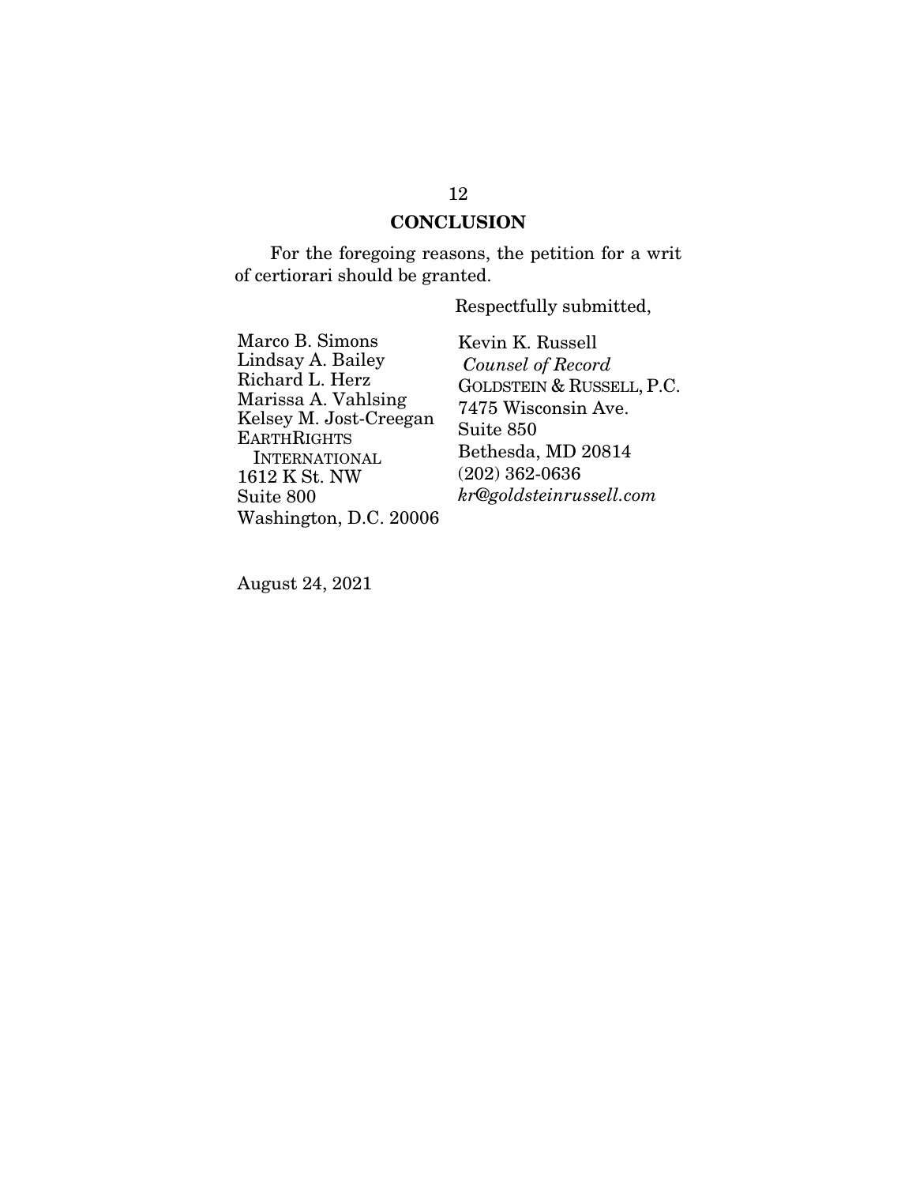## CONCLUSION

For the foregoing reasons, the petition for a writ of certiorari should be granted.

Respectfully submitted,

Marco B. Simons
Lindsay A. Bailey
Richard L. Herz
Marissa A. Vahlsing
Kelsey M. Jost-Creegan
EARTHRIGHTS INTERNATIONAL
1612 K St. NW
Suite 800
Washington, D.C. 20006

Kevin K. Russell
*Counsel of Record*
GOLDSTEIN & RUSSELL, P.C.
7475 Wisconsin Ave.
Suite 850
Bethesda, MD 20814
(202) 362-0636
*kr@goldsteinrussell.com*

August 24, 2021